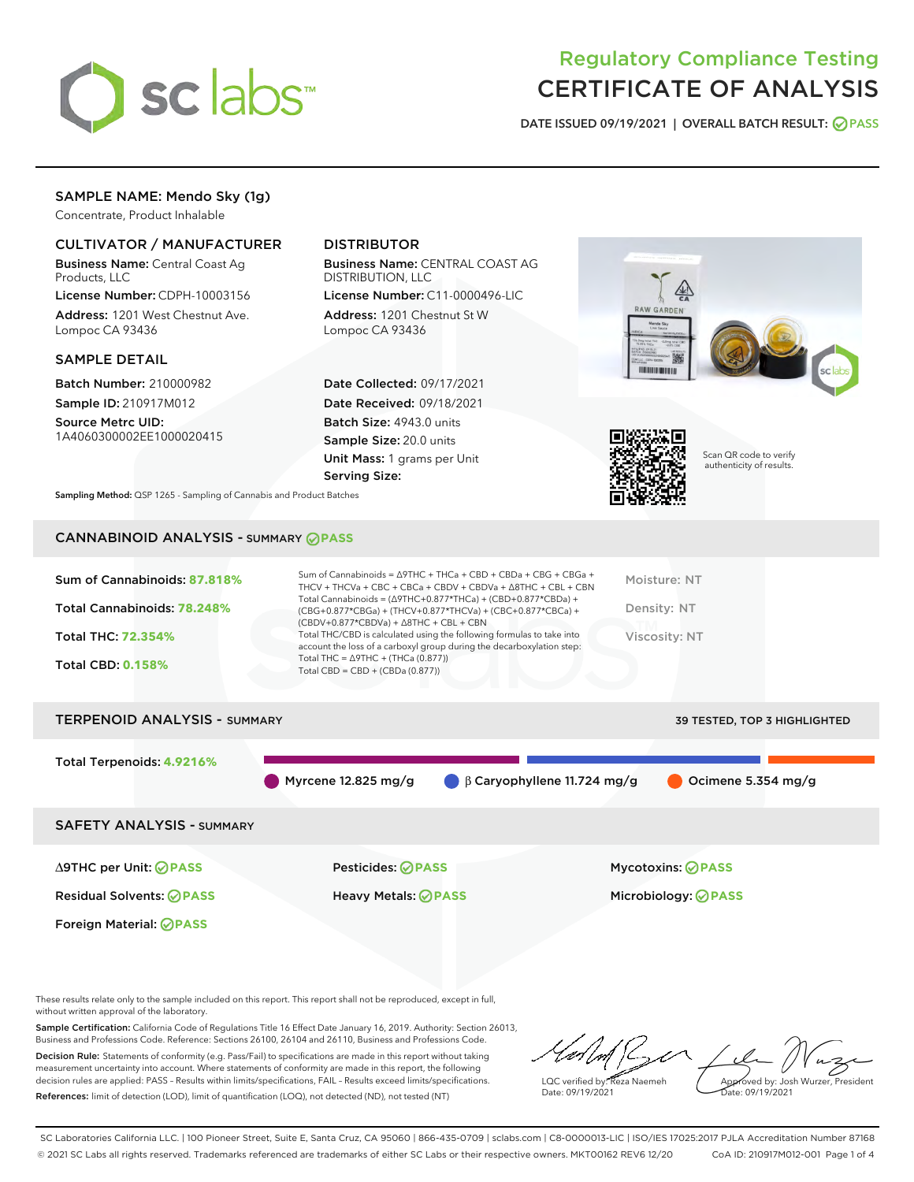# Regulatory Compliance Testing
# CERTIFICATE OF ANALYSIS

DATE ISSUED 09/19/2021 | OVERALL BATCH RESULT: PASS

## SAMPLE NAME: Mendo Sky (1g)

Concentrate, Product Inhalable

### CULTIVATOR / MANUFACTURER

**Business Name:** Central Coast Ag Products, LLC

**License Number:** CDPH-10003156

**Address:** 1201 West Chestnut Ave. Lompoc CA 93436

### DISTRIBUTOR

**Business Name:** CENTRAL COAST AG DISTRIBUTION, LLC

**License Number:** C11-0000496-LIC

**Address:** 1201 Chestnut St W Lompoc CA 93436

### SAMPLE DETAIL

**Batch Number:** 210000982

**Sample ID:** 210917M012

**Source Metrc UID:** 1A4060300002EE1000020415

**Date Collected:** 09/17/2021

**Date Received:** 09/18/2021

**Batch Size:** 4943.0 units

**Sample Size:** 20.0 units

**Unit Mass:** 1 grams per Unit

**Serving Size:**

Scan QR code to verify authenticity of results.

**Sampling Method:** QSP 1265 - Sampling of Cannabis and Product Batches

## CANNABINOID ANALYSIS - SUMMARY PASS

**Sum of Cannabinoids:** 87.818%

**Total Cannabinoids:** 78.248%

**Total THC:** 72.354%

**Total CBD:** 0.158%

Sum of Cannabinoids = Δ9THC + THCa + CBD + CBDa + CBG + CBGa + THCV + THCVa + CBC + CBCa + CBDV + CBDVa + Δ8THC + CBL + CBN

Total Cannabinoids = (Δ9THC+0.877*THCa) + (CBD+0.877*CBDa) + (CBG+0.877*CBGa) + (THCV+0.877*THCVa) + (CBC+0.877*CBCa) + (CBDV+0.877*CBDVa) + Δ8THC + CBL + CBN

Total THC/CBD is calculated using the following formulas to take into account the loss of a carboxyl group during the decarboxylation step:

Total THC = Δ9THC + (THCa (0.877))

Total CBD = CBD + (CBDa (0.877))

Moisture: NT

Density: NT

Viscosity: NT

## TERPENOID ANALYSIS - SUMMARY

39 TESTED, TOP 3 HIGHLIGHTED

**Total Terpenoids:** 4.9216%

Myrcene 12.825 mg/g | β Caryophyllene 11.724 mg/g | Ocimene 5.354 mg/g

## SAFETY ANALYSIS - SUMMARY

Δ9THC per Unit: PASS

Pesticides: PASS

Mycotoxins: PASS

Residual Solvents: PASS

Heavy Metals: PASS

Microbiology: PASS

Foreign Material: PASS

These results relate only to the sample included on this report. This report shall not be reproduced, except in full, without written approval of the laboratory.

**Sample Certification:** California Code of Regulations Title 16 Effect Date January 16, 2019. Authority: Section 26013, Business and Professions Code. Reference: Sections 26100, 26104 and 26110, Business and Professions Code.

**Decision Rule:** Statements of conformity (e.g. Pass/Fail) to specifications are made in this report without taking measurement uncertainty into account. Where statements of conformity are made in this report, the following decision rules are applied: PASS – Results within limits/specifications, FAIL – Results exceed limits/specifications.

**References:** limit of detection (LOD), limit of quantification (LOQ), not detected (ND), not tested (NT)

LQC verified by: Reza Naemeh
Date: 09/19/2021

Approved by: Josh Wurzer, President
Date: 09/19/2021

SC Laboratories California LLC. | 100 Pioneer Street, Suite E, Santa Cruz, CA 95060 | 866-435-0709 | sclabs.com | C8-0000013-LIC | ISO/IES 17025:2017 PJLA Accreditation Number 87168
© 2021 SC Labs all rights reserved. Trademarks referenced are trademarks of either SC Labs or their respective owners. MKT00162 REV6 12/20 CoA ID: 210917M012-001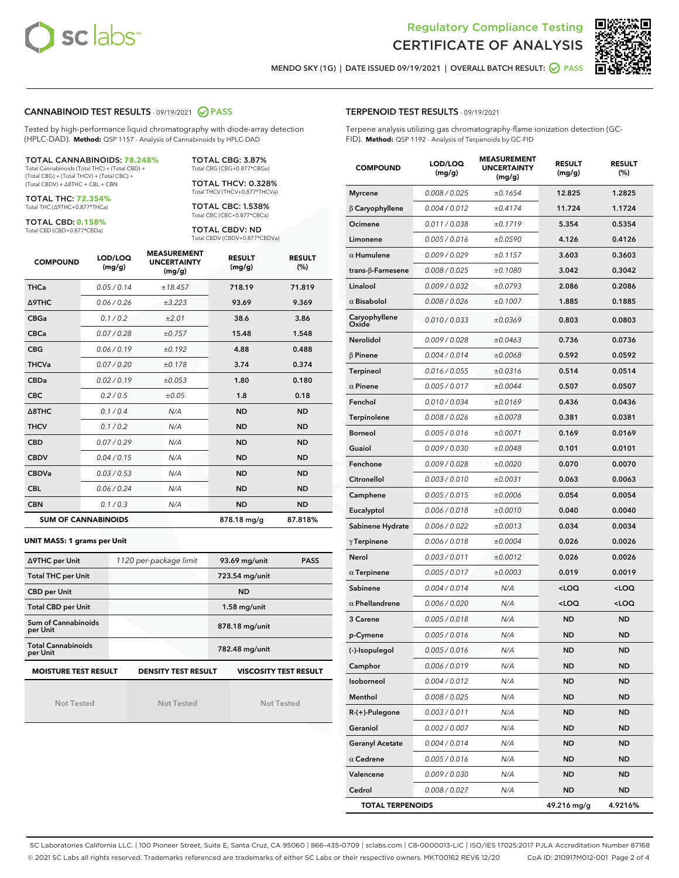Regulatory Compliance Testing
CERTIFICATE OF ANALYSIS

MENDO SKY (1G) | DATE ISSUED 09/19/2021 | OVERALL BATCH RESULT: PASS

## CANNABINOID TEST RESULTS - 09/19/2021 PASS

Tested by high-performance liquid chromatography with diode-array detection (HPLC-DAD). **Method:** QSP 1157 - Analysis of Cannabinoids by HPLC-DAD

**TOTAL CANNABINOIDS: 78.248%**
Total Cannabinoids (Total THC) + (Total CBD) + (Total CBG) + (Total THCV) + (Total CBC) + (Total CBDV) + Δ8THC + CBL + CBN

**TOTAL THC: 72.354%**
Total THC (Δ9THC+0.877*THCa)

**TOTAL CBD: 0.158%**
Total CBD (CBD+0.877*CBDa)

**TOTAL CBG: 3.87%**
Total CBG (CBG+0.877*CBGa)

**TOTAL THCV: 0.328%**
Total THCV (THCV+0.877*THCVa)

**TOTAL CBC: 1.538%**
Total CBC (CBC+0.877*CBCa)

**TOTAL CBDV: ND**
Total CBDV (CBDV+0.877*CBDVa)

| COMPOUND | LOD/LOQ (mg/g) | MEASUREMENT UNCERTAINTY (mg/g) | RESULT (mg/g) | RESULT (%) |
|---|---|---|---|---|
| THCa | 0.05 / 0.14 | ±18.457 | 718.19 | 71.819 |
| Δ9THC | 0.06 / 0.26 | ±3.223 | 93.69 | 9.369 |
| CBGa | 0.1 / 0.2 | ±2.01 | 38.6 | 3.86 |
| CBCa | 0.07 / 0.28 | ±0.757 | 15.48 | 1.548 |
| CBG | 0.06 / 0.19 | ±0.192 | 4.88 | 0.488 |
| THCVa | 0.07 / 0.20 | ±0.178 | 3.74 | 0.374 |
| CBDa | 0.02 / 0.19 | ±0.053 | 1.80 | 0.180 |
| CBC | 0.2 / 0.5 | ±0.05 | 1.8 | 0.18 |
| Δ8THC | 0.1 / 0.4 | N/A | ND | ND |
| THCV | 0.1 / 0.2 | N/A | ND | ND |
| CBD | 0.07 / 0.29 | N/A | ND | ND |
| CBDV | 0.04 / 0.15 | N/A | ND | ND |
| CBDVa | 0.03 / 0.53 | N/A | ND | ND |
| CBL | 0.06 / 0.24 | N/A | ND | ND |
| CBN | 0.1 / 0.3 | N/A | ND | ND |
| **SUM OF CANNABINOIDS** | | | **878.18 mg/g** | **87.818%** |

**UNIT MASS: 1 grams per Unit**

| | | | |
|---|---|---|---|
| Δ9THC per Unit | 1120 per-package limit | 93.69 mg/unit | PASS |
| Total THC per Unit | | 723.54 mg/unit | |
| CBD per Unit | | ND | |
| Total CBD per Unit | | 1.58 mg/unit | |
| Sum of Cannabinoids per Unit | | 878.18 mg/unit | |
| Total Cannabinoids per Unit | | 782.48 mg/unit | |

| MOISTURE TEST RESULT | DENSITY TEST RESULT | VISCOSITY TEST RESULT |
|---|---|---|
| Not Tested | Not Tested | Not Tested |

## TERPENOID TEST RESULTS - 09/19/2021

Terpene analysis utilizing gas chromatography-flame ionization detection (GC-FID). **Method:** QSP 1192 - Analysis of Terpenoids by GC-FID

| COMPOUND | LOD/LOQ (mg/g) | MEASUREMENT UNCERTAINTY (mg/g) | RESULT (mg/g) | RESULT (%) |
|---|---|---|---|---|
| Myrcene | 0.008 / 0.025 | ±0.1654 | 12.825 | 1.2825 |
| β Caryophyllene | 0.004 / 0.012 | ±0.4174 | 11.724 | 1.1724 |
| Ocimene | 0.011 / 0.038 | ±0.1719 | 5.354 | 0.5354 |
| Limonene | 0.005 / 0.016 | ±0.0590 | 4.126 | 0.4126 |
| α Humulene | 0.009 / 0.029 | ±0.1157 | 3.603 | 0.3603 |
| trans-β-Farnesene | 0.008 / 0.025 | ±0.1080 | 3.042 | 0.3042 |
| Linalool | 0.009 / 0.032 | ±0.0793 | 2.086 | 0.2086 |
| α Bisabolol | 0.008 / 0.026 | ±0.1007 | 1.885 | 0.1885 |
| Caryophyllene Oxide | 0.010 / 0.033 | ±0.0369 | 0.803 | 0.0803 |
| Nerolidol | 0.009 / 0.028 | ±0.0463 | 0.736 | 0.0736 |
| β Pinene | 0.004 / 0.014 | ±0.0068 | 0.592 | 0.0592 |
| Terpineol | 0.016 / 0.055 | ±0.0316 | 0.514 | 0.0514 |
| α Pinene | 0.005 / 0.017 | ±0.0044 | 0.507 | 0.0507 |
| Fenchol | 0.010 / 0.034 | ±0.0169 | 0.436 | 0.0436 |
| Terpinolene | 0.008 / 0.026 | ±0.0078 | 0.381 | 0.0381 |
| Borneol | 0.005 / 0.016 | ±0.0071 | 0.169 | 0.0169 |
| Guaiol | 0.009 / 0.030 | ±0.0048 | 0.101 | 0.0101 |
| Fenchone | 0.009 / 0.028 | ±0.0020 | 0.070 | 0.0070 |
| Citronellol | 0.003 / 0.010 | ±0.0031 | 0.063 | 0.0063 |
| Camphene | 0.005 / 0.015 | ±0.0006 | 0.054 | 0.0054 |
| Eucalyptol | 0.006 / 0.018 | ±0.0010 | 0.040 | 0.0040 |
| Sabinene Hydrate | 0.006 / 0.022 | ±0.0013 | 0.034 | 0.0034 |
| γ Terpinene | 0.006 / 0.018 | ±0.0004 | 0.026 | 0.0026 |
| Nerol | 0.003 / 0.011 | ±0.0012 | 0.026 | 0.0026 |
| α Terpinene | 0.005 / 0.017 | ±0.0003 | 0.019 | 0.0019 |
| Sabinene | 0.004 / 0.014 | N/A | <LOQ | <LOQ |
| α Phellandrene | 0.006 / 0.020 | N/A | <LOQ | <LOQ |
| 3 Carene | 0.005 / 0.018 | N/A | ND | ND |
| p-Cymene | 0.005 / 0.016 | N/A | ND | ND |
| (-)-Isopulegol | 0.005 / 0.016 | N/A | ND | ND |
| Camphor | 0.006 / 0.019 | N/A | ND | ND |
| Isoborneol | 0.004 / 0.012 | N/A | ND | ND |
| Menthol | 0.008 / 0.025 | N/A | ND | ND |
| R-(+)-Pulegone | 0.003 / 0.011 | N/A | ND | ND |
| Geraniol | 0.002 / 0.007 | N/A | ND | ND |
| Geranyl Acetate | 0.004 / 0.014 | N/A | ND | ND |
| α Cedrene | 0.005 / 0.016 | N/A | ND | ND |
| Valencene | 0.009 / 0.030 | N/A | ND | ND |
| Cedrol | 0.008 / 0.027 | N/A | ND | ND |
| **TOTAL TERPENOIDS** | | | **49.216 mg/g** | **4.9216%** |

SC Laboratories California LLC. | 100 Pioneer Street, Suite E, Santa Cruz, CA 95060 | 866-435-0709 | sclabs.com | C8-0000013-LIC | ISO/IES 17025:2017 PJLA Accreditation Number 87168
© 2021 SC Labs all rights reserved. Trademarks referenced are trademarks of either SC Labs or their respective owners. MKT00162 REV6 12/20 CoA ID: 210917M012-001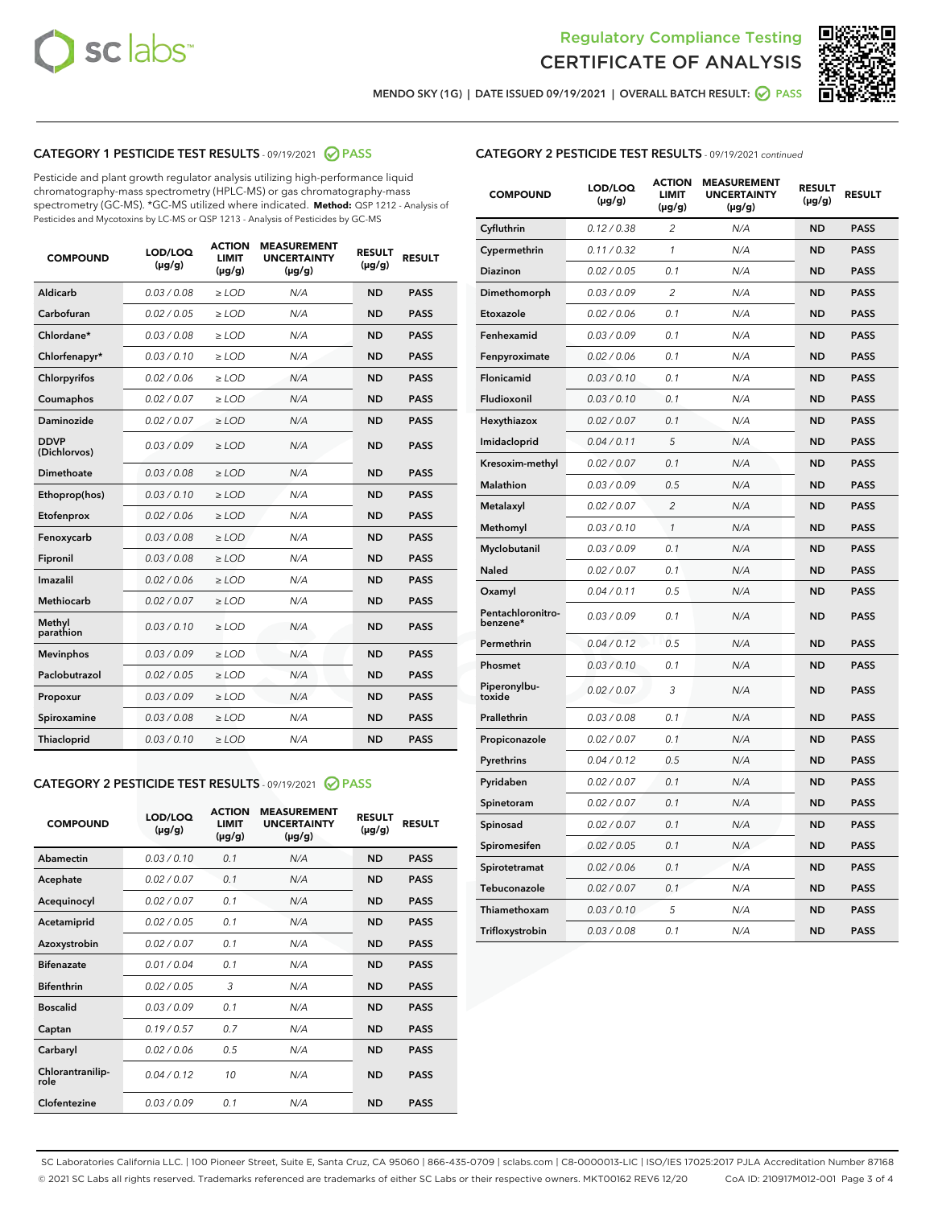Regulatory Compliance Testing
CERTIFICATE OF ANALYSIS

MENDO SKY (1G) | DATE ISSUED 09/19/2021 | OVERALL BATCH RESULT: PASS

## CATEGORY 1 PESTICIDE TEST RESULTS - 09/19/2021 PASS

Pesticide and plant growth regulator analysis utilizing high-performance liquid chromatography-mass spectrometry (HPLC-MS) or gas chromatography-mass spectrometry (GC-MS). *GC-MS utilized where indicated. **Method:** QSP 1212 - Analysis of Pesticides and Mycotoxins by LC-MS or QSP 1213 - Analysis of Pesticides by GC-MS

| COMPOUND | LOD/LOQ (µg/g) | ACTION LIMIT (µg/g) | MEASUREMENT UNCERTAINTY (µg/g) | RESULT (µg/g) | RESULT |
|---|---|---|---|---|---|
| Aldicarb | 0.03 / 0.08 | ≥ LOD | N/A | ND | PASS |
| Carbofuran | 0.02 / 0.05 | ≥ LOD | N/A | ND | PASS |
| Chlordane* | 0.03 / 0.08 | ≥ LOD | N/A | ND | PASS |
| Chlorfenapyr* | 0.03 / 0.10 | ≥ LOD | N/A | ND | PASS |
| Chlorpyrifos | 0.02 / 0.06 | ≥ LOD | N/A | ND | PASS |
| Coumaphos | 0.02 / 0.07 | ≥ LOD | N/A | ND | PASS |
| Daminozide | 0.02 / 0.07 | ≥ LOD | N/A | ND | PASS |
| DDVP (Dichlorvos) | 0.03 / 0.09 | ≥ LOD | N/A | ND | PASS |
| Dimethoate | 0.03 / 0.08 | ≥ LOD | N/A | ND | PASS |
| Ethoprop(hos) | 0.03 / 0.10 | ≥ LOD | N/A | ND | PASS |
| Etofenprox | 0.02 / 0.06 | ≥ LOD | N/A | ND | PASS |
| Fenoxycarb | 0.03 / 0.08 | ≥ LOD | N/A | ND | PASS |
| Fipronil | 0.03 / 0.08 | ≥ LOD | N/A | ND | PASS |
| Imazalil | 0.02 / 0.06 | ≥ LOD | N/A | ND | PASS |
| Methiocarb | 0.02 / 0.07 | ≥ LOD | N/A | ND | PASS |
| Methyl parathion | 0.03 / 0.10 | ≥ LOD | N/A | ND | PASS |
| Mevinphos | 0.03 / 0.09 | ≥ LOD | N/A | ND | PASS |
| Paclobutrazol | 0.02 / 0.05 | ≥ LOD | N/A | ND | PASS |
| Propoxur | 0.03 / 0.09 | ≥ LOD | N/A | ND | PASS |
| Spiroxamine | 0.03 / 0.08 | ≥ LOD | N/A | ND | PASS |
| Thiacloprid | 0.03 / 0.10 | ≥ LOD | N/A | ND | PASS |

## CATEGORY 2 PESTICIDE TEST RESULTS - 09/19/2021 PASS

| COMPOUND | LOD/LOQ (µg/g) | ACTION LIMIT (µg/g) | MEASUREMENT UNCERTAINTY (µg/g) | RESULT (µg/g) | RESULT |
|---|---|---|---|---|---|
| Abamectin | 0.03 / 0.10 | 0.1 | N/A | ND | PASS |
| Acephate | 0.02 / 0.07 | 0.1 | N/A | ND | PASS |
| Acequinocyl | 0.02 / 0.07 | 0.1 | N/A | ND | PASS |
| Acetamiprid | 0.02 / 0.05 | 0.1 | N/A | ND | PASS |
| Azoxystrobin | 0.02 / 0.07 | 0.1 | N/A | ND | PASS |
| Bifenazate | 0.01 / 0.04 | 0.1 | N/A | ND | PASS |
| Bifenthrin | 0.02 / 0.05 | 3 | N/A | ND | PASS |
| Boscalid | 0.03 / 0.09 | 0.1 | N/A | ND | PASS |
| Captan | 0.19 / 0.57 | 0.7 | N/A | ND | PASS |
| Carbaryl | 0.02 / 0.06 | 0.5 | N/A | ND | PASS |
| Chlorantraniliprole | 0.04 / 0.12 | 10 | N/A | ND | PASS |
| Clofentezine | 0.03 / 0.09 | 0.1 | N/A | ND | PASS |
| Cyfluthrin | 0.12 / 0.38 | 2 | N/A | ND | PASS |
| Cypermethrin | 0.11 / 0.32 | 1 | N/A | ND | PASS |
| Diazinon | 0.02 / 0.05 | 0.1 | N/A | ND | PASS |
| Dimethomorph | 0.03 / 0.09 | 2 | N/A | ND | PASS |
| Etoxazole | 0.02 / 0.06 | 0.1 | N/A | ND | PASS |
| Fenhexamid | 0.03 / 0.09 | 0.1 | N/A | ND | PASS |
| Fenpyroximate | 0.02 / 0.06 | 0.1 | N/A | ND | PASS |
| Flonicamid | 0.03 / 0.10 | 0.1 | N/A | ND | PASS |
| Fludioxonil | 0.03 / 0.10 | 0.1 | N/A | ND | PASS |
| Hexythiazox | 0.02 / 0.07 | 0.1 | N/A | ND | PASS |
| Imidacloprid | 0.04 / 0.11 | 5 | N/A | ND | PASS |
| Kresoxim-methyl | 0.02 / 0.07 | 0.1 | N/A | ND | PASS |
| Malathion | 0.03 / 0.09 | 0.5 | N/A | ND | PASS |
| Metalaxyl | 0.02 / 0.07 | 2 | N/A | ND | PASS |
| Methomyl | 0.03 / 0.10 | 1 | N/A | ND | PASS |
| Myclobutanil | 0.03 / 0.09 | 0.1 | N/A | ND | PASS |
| Naled | 0.02 / 0.07 | 0.1 | N/A | ND | PASS |
| Oxamyl | 0.04 / 0.11 | 0.5 | N/A | ND | PASS |
| Pentachloronitrobenzene* | 0.03 / 0.09 | 0.1 | N/A | ND | PASS |
| Permethrin | 0.04 / 0.12 | 0.5 | N/A | ND | PASS |
| Phosmet | 0.03 / 0.10 | 0.1 | N/A | ND | PASS |
| Piperonylbutoxide | 0.02 / 0.07 | 3 | N/A | ND | PASS |
| Prallethrin | 0.03 / 0.08 | 0.1 | N/A | ND | PASS |
| Propiconazole | 0.02 / 0.07 | 0.1 | N/A | ND | PASS |
| Pyrethrins | 0.04 / 0.12 | 0.5 | N/A | ND | PASS |
| Pyridaben | 0.02 / 0.07 | 0.1 | N/A | ND | PASS |
| Spinetoram | 0.02 / 0.07 | 0.1 | N/A | ND | PASS |
| Spinosad | 0.02 / 0.07 | 0.1 | N/A | ND | PASS |
| Spiromesifen | 0.02 / 0.05 | 0.1 | N/A | ND | PASS |
| Spirotetramat | 0.02 / 0.06 | 0.1 | N/A | ND | PASS |
| Tebuconazole | 0.02 / 0.07 | 0.1 | N/A | ND | PASS |
| Thiamethoxam | 0.03 / 0.10 | 5 | N/A | ND | PASS |
| Trifloxystrobin | 0.03 / 0.08 | 0.1 | N/A | ND | PASS |

SC Laboratories California LLC. | 100 Pioneer Street, Suite E, Santa Cruz, CA 95060 | 866-435-0709 | sclabs.com | C8-0000013-LIC | ISO/IES 17025:2017 PJLA Accreditation Number 87168
© 2021 SC Labs all rights reserved. Trademarks referenced are trademarks of either SC Labs or their respective owners. MKT00162 REV6 12/20 CoA ID: 210917M012-001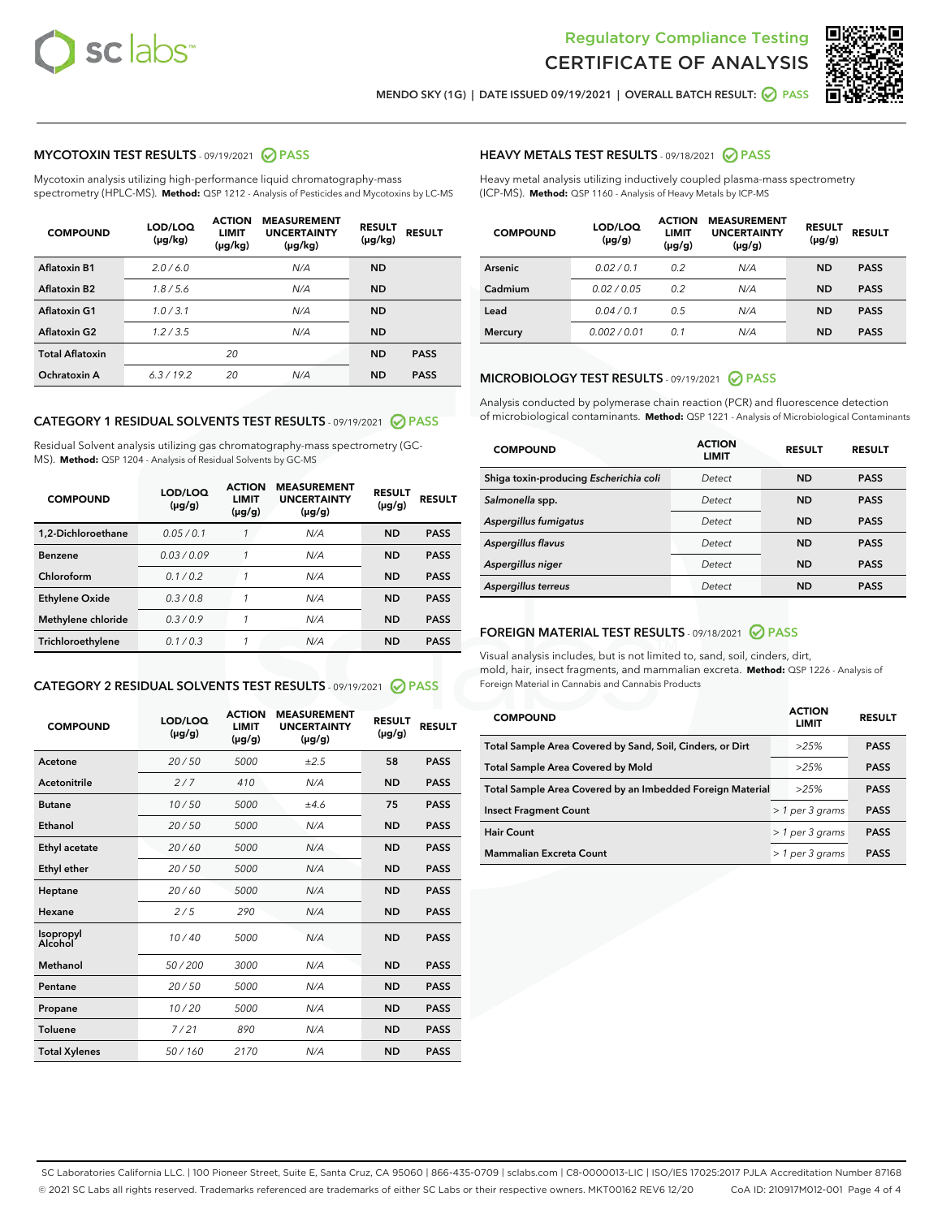Regulatory Compliance Testing
# CERTIFICATE OF ANALYSIS

MENDO SKY (1G) | DATE ISSUED 09/19/2021 | OVERALL BATCH RESULT: PASS

## MYCOTOXIN TEST RESULTS - 09/19/2021 PASS

Mycotoxin analysis utilizing high-performance liquid chromatography-mass spectrometry (HPLC-MS). **Method:** QSP 1212 - Analysis of Pesticides and Mycotoxins by LC-MS

| COMPOUND | LOD/LOQ (µg/kg) | ACTION LIMIT (µg/kg) | MEASUREMENT UNCERTAINTY (µg/kg) | RESULT (µg/kg) | RESULT |
|---|---|---|---|---|---|
| Aflatoxin B1 | 2.0 / 6.0 | | N/A | ND | |
| Aflatoxin B2 | 1.8 / 5.6 | | N/A | ND | |
| Aflatoxin G1 | 1.0 / 3.1 | | N/A | ND | |
| Aflatoxin G2 | 1.2 / 3.5 | | N/A | ND | |
| Total Aflatoxin | | 20 | | ND | PASS |
| Ochratoxin A | 6.3 / 19.2 | 20 | N/A | ND | PASS |

## CATEGORY 1 RESIDUAL SOLVENTS TEST RESULTS - 09/19/2021 PASS

Residual Solvent analysis utilizing gas chromatography-mass spectrometry (GC-MS). **Method:** QSP 1204 - Analysis of Residual Solvents by GC-MS

| COMPOUND | LOD/LOQ (µg/g) | ACTION LIMIT (µg/g) | MEASUREMENT UNCERTAINTY (µg/g) | RESULT (µg/g) | RESULT |
|---|---|---|---|---|---|
| 1,2-Dichloroethane | 0.05 / 0.1 | 1 | N/A | ND | PASS |
| Benzene | 0.03 / 0.09 | 1 | N/A | ND | PASS |
| Chloroform | 0.1 / 0.2 | 1 | N/A | ND | PASS |
| Ethylene Oxide | 0.3 / 0.8 | 1 | N/A | ND | PASS |
| Methylene chloride | 0.3 / 0.9 | 1 | N/A | ND | PASS |
| Trichloroethylene | 0.1 / 0.3 | 1 | N/A | ND | PASS |

## CATEGORY 2 RESIDUAL SOLVENTS TEST RESULTS - 09/19/2021 PASS

| COMPOUND | LOD/LOQ (µg/g) | ACTION LIMIT (µg/g) | MEASUREMENT UNCERTAINTY (µg/g) | RESULT (µg/g) | RESULT |
|---|---|---|---|---|---|
| Acetone | 20 / 50 | 5000 | ±2.5 | 58 | PASS |
| Acetonitrile | 2 / 7 | 410 | N/A | ND | PASS |
| Butane | 10 / 50 | 5000 | ±4.6 | 75 | PASS |
| Ethanol | 20 / 50 | 5000 | N/A | ND | PASS |
| Ethyl acetate | 20 / 60 | 5000 | N/A | ND | PASS |
| Ethyl ether | 20 / 50 | 5000 | N/A | ND | PASS |
| Heptane | 20 / 60 | 5000 | N/A | ND | PASS |
| Hexane | 2 / 5 | 290 | N/A | ND | PASS |
| Isopropyl Alcohol | 10 / 40 | 5000 | N/A | ND | PASS |
| Methanol | 50 / 200 | 3000 | N/A | ND | PASS |
| Pentane | 20 / 50 | 5000 | N/A | ND | PASS |
| Propane | 10 / 20 | 5000 | N/A | ND | PASS |
| Toluene | 7 / 21 | 890 | N/A | ND | PASS |
| Total Xylenes | 50 / 160 | 2170 | N/A | ND | PASS |

## HEAVY METALS TEST RESULTS - 09/18/2021 PASS

Heavy metal analysis utilizing inductively coupled plasma-mass spectrometry (ICP-MS). **Method:** QSP 1160 - Analysis of Heavy Metals by ICP-MS

| COMPOUND | LOD/LOQ (µg/g) | ACTION LIMIT (µg/g) | MEASUREMENT UNCERTAINTY (µg/g) | RESULT (µg/g) | RESULT |
|---|---|---|---|---|---|
| Arsenic | 0.02 / 0.1 | 0.2 | N/A | ND | PASS |
| Cadmium | 0.02 / 0.05 | 0.2 | N/A | ND | PASS |
| Lead | 0.04 / 0.1 | 0.5 | N/A | ND | PASS |
| Mercury | 0.002 / 0.01 | 0.1 | N/A | ND | PASS |

## MICROBIOLOGY TEST RESULTS - 09/19/2021 PASS

Analysis conducted by polymerase chain reaction (PCR) and fluorescence detection of microbiological contaminants. **Method:** QSP 1221 - Analysis of Microbiological Contaminants

| COMPOUND | ACTION LIMIT | RESULT | RESULT |
|---|---|---|---|
| Shiga toxin-producing *Escherichia coli* | Detect | ND | PASS |
| *Salmonella* spp. | Detect | ND | PASS |
| *Aspergillus fumigatus* | Detect | ND | PASS |
| *Aspergillus flavus* | Detect | ND | PASS |
| *Aspergillus niger* | Detect | ND | PASS |
| *Aspergillus terreus* | Detect | ND | PASS |

## FOREIGN MATERIAL TEST RESULTS - 09/18/2021 PASS

Visual analysis includes, but is not limited to, sand, soil, cinders, dirt, mold, hair, insect fragments, and mammalian excreta. **Method:** QSP 1226 - Analysis of Foreign Material in Cannabis and Cannabis Products

| COMPOUND | ACTION LIMIT | RESULT |
|---|---|---|
| Total Sample Area Covered by Sand, Soil, Cinders, or Dirt | >25% | PASS |
| Total Sample Area Covered by Mold | >25% | PASS |
| Total Sample Area Covered by an Imbedded Foreign Material | >25% | PASS |
| Insect Fragment Count | > 1 per 3 grams | PASS |
| Hair Count | > 1 per 3 grams | PASS |
| Mammalian Excreta Count | > 1 per 3 grams | PASS |

SC Laboratories California LLC. | 100 Pioneer Street, Suite E, Santa Cruz, CA 95060 | 866-435-0709 | sclabs.com | C8-0000013-LIC | ISO/IES 17025:2017 PJLA Accreditation Number 87168
© 2021 SC Labs all rights reserved. Trademarks referenced are trademarks of either SC Labs or their respective owners. MKT00162 REV6 12/20 CoA ID: 210917M012-001